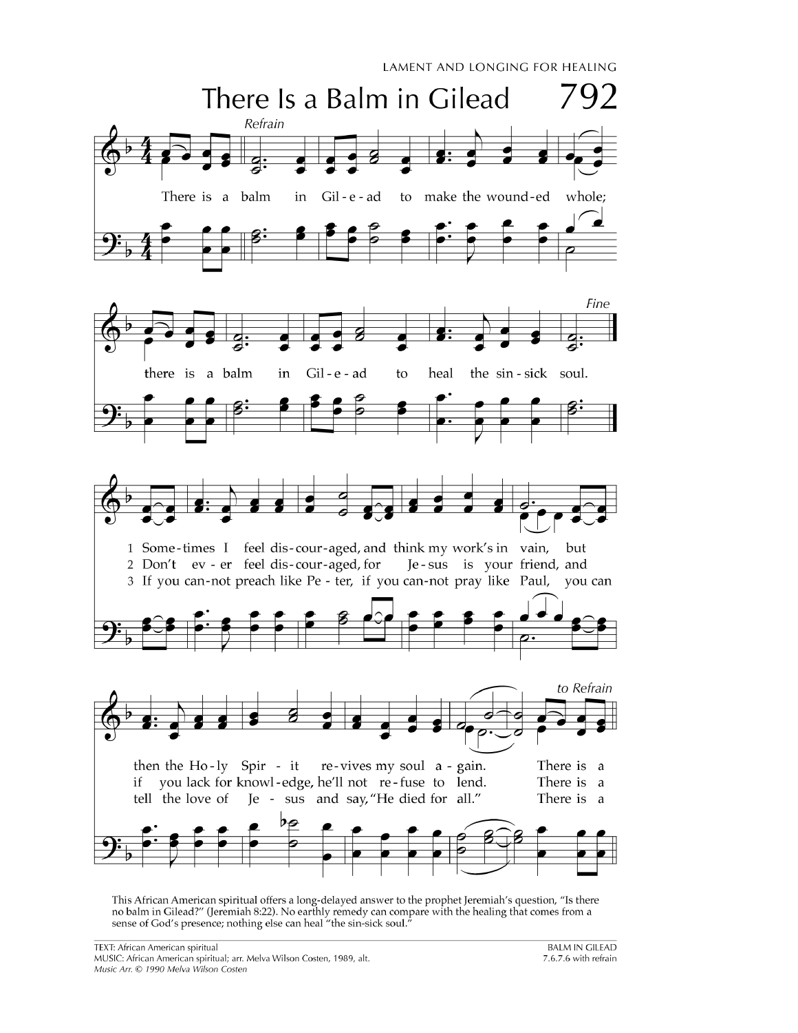# There Is a Balm in Gilead

792

*Refrain*

There is a balm in Gil-e-ad to make the wound-ed whole;
there is a balm in Gil-e-ad to heal the sin-sick soul. *Fine*

1 Some-times I feel dis-cour-aged, and think my work's in vain, but
then the Ho-ly Spir-it re-vives my soul a-gain. There is a

2 Don't ev-er feel dis-cour-aged, for Je-sus is your friend, and
if you lack for knowl-edge, he'll not re-fuse to lend. There is a

3 If you can-not preach like Pe-ter, if you can-not pray like Paul, you can
tell the love of Je-sus and say, "He died for all." There is a

*to Refrain*

This African American spiritual offers a long-delayed answer to the prophet Jeremiah's question, "Is there no balm in Gilead?" (Jeremiah 8:22). No earthly remedy can compare with the healing that comes from a sense of God's presence; nothing else can heal "the sin-sick soul."

TEXT: African American spiritual
MUSIC: African American spiritual; arr. Melva Wilson Costen, 1989, alt.
*Music Arr. © 1990 Melva Wilson Costen*

BALM IN GILEAD
7.6.7.6 with refrain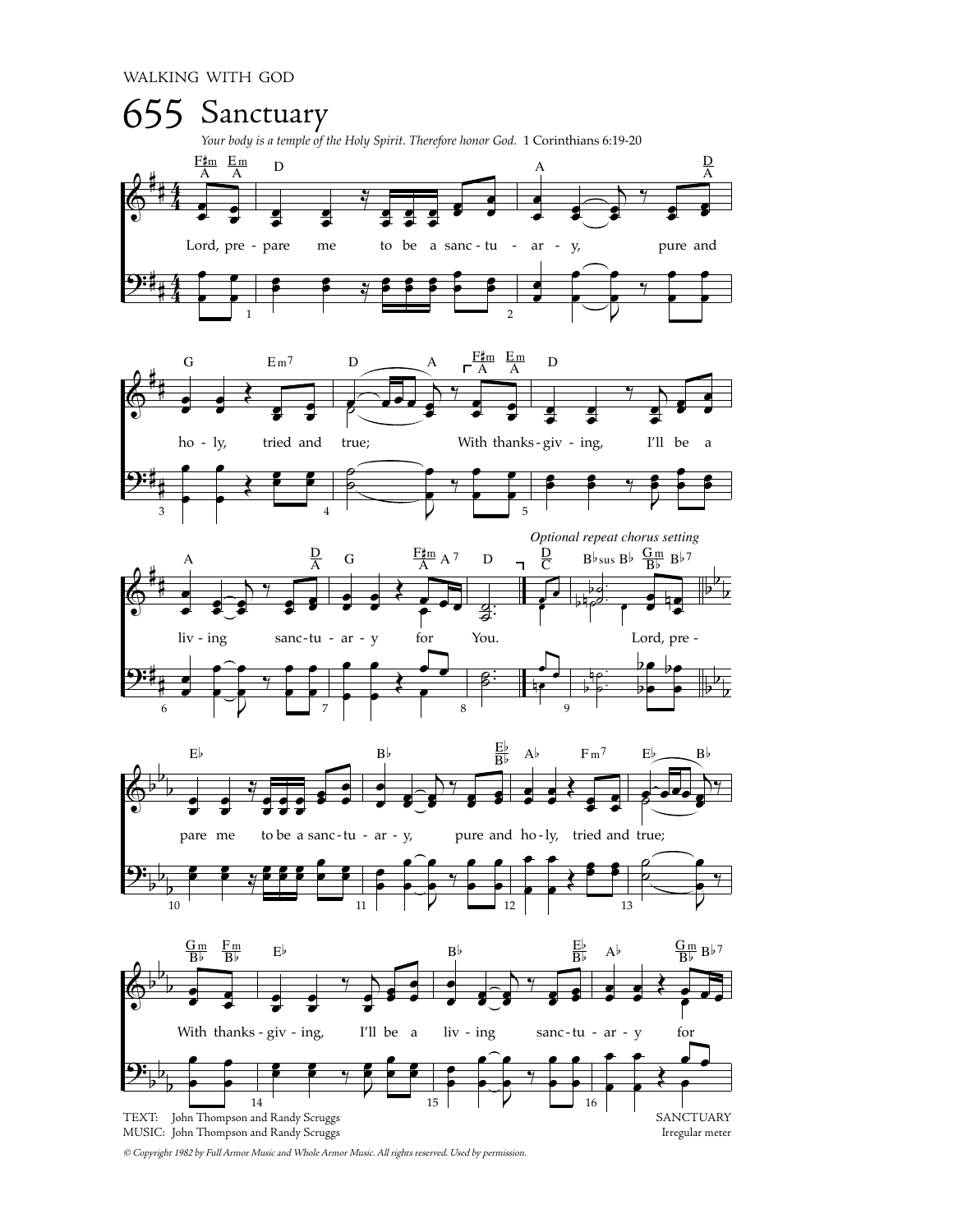WALKING WITH GOD

# 655 Sanctuary

*Your body is a temple of the Holy Spirit. Therefore honor God.* 1 Corinthians 6:19-20

Lord, prepare me to be a sanctuary, pure and holy, tried and true; With thanksgiving, I'll be a living sanctuary for You.

*Optional repeat chorus setting*

Lord, prepare me to be a sanctuary, pure and holy, tried and true; With thanksgiving, I'll be a living sanctuary for

TEXT: John Thompson and Randy Scruggs
MUSIC: John Thompson and Randy Scruggs

SANCTUARY
Irregular meter

*© Copyright 1982 by Full Armor Music and Whole Armor Music. All rights reserved. Used by permission.*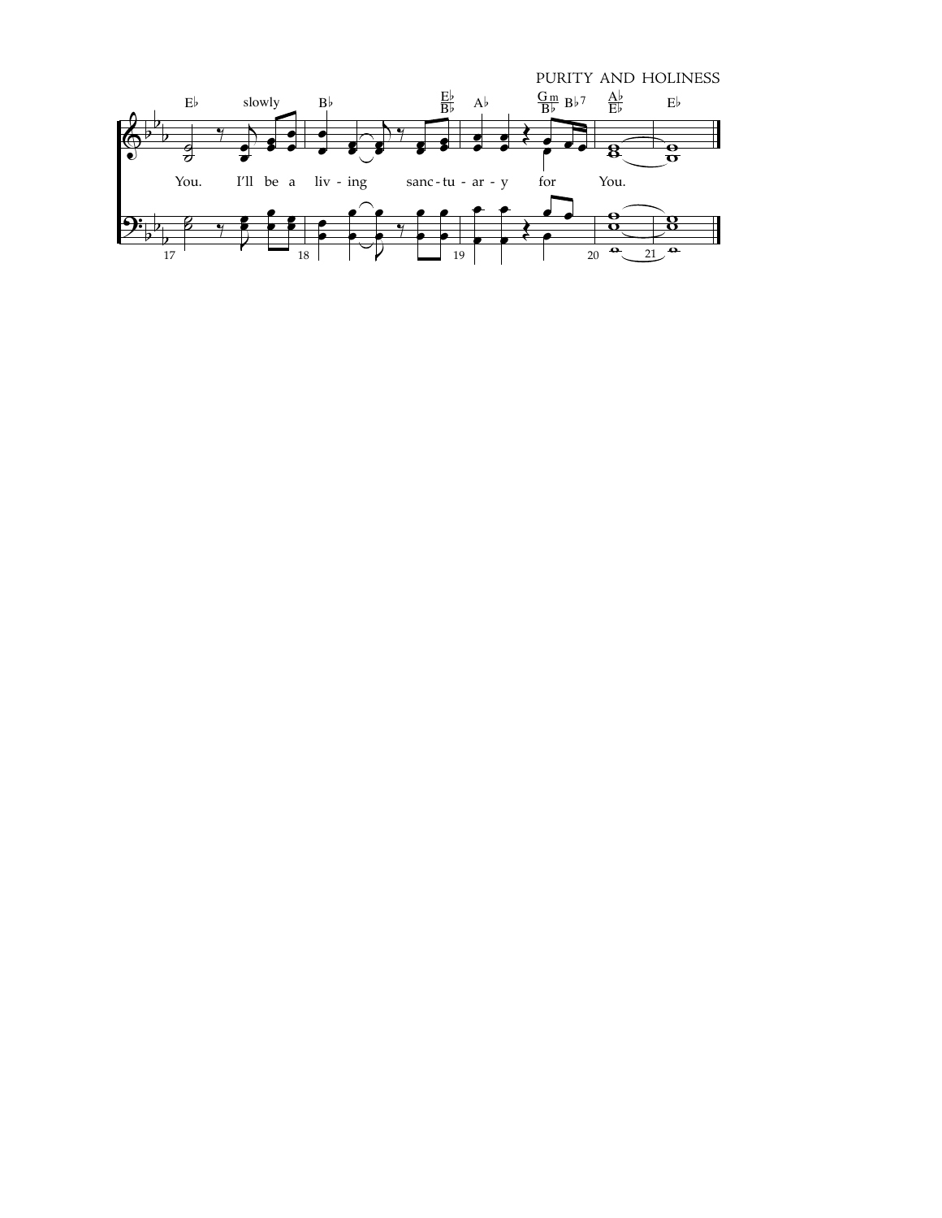PURITY AND HOLINESS

E♭ slowly B♭ E♭/B♭ A♭ Gm/B♭ B♭7 A♭/E♭ E♭

You. I'll be a liv - ing sanc - tu - ar - y for You.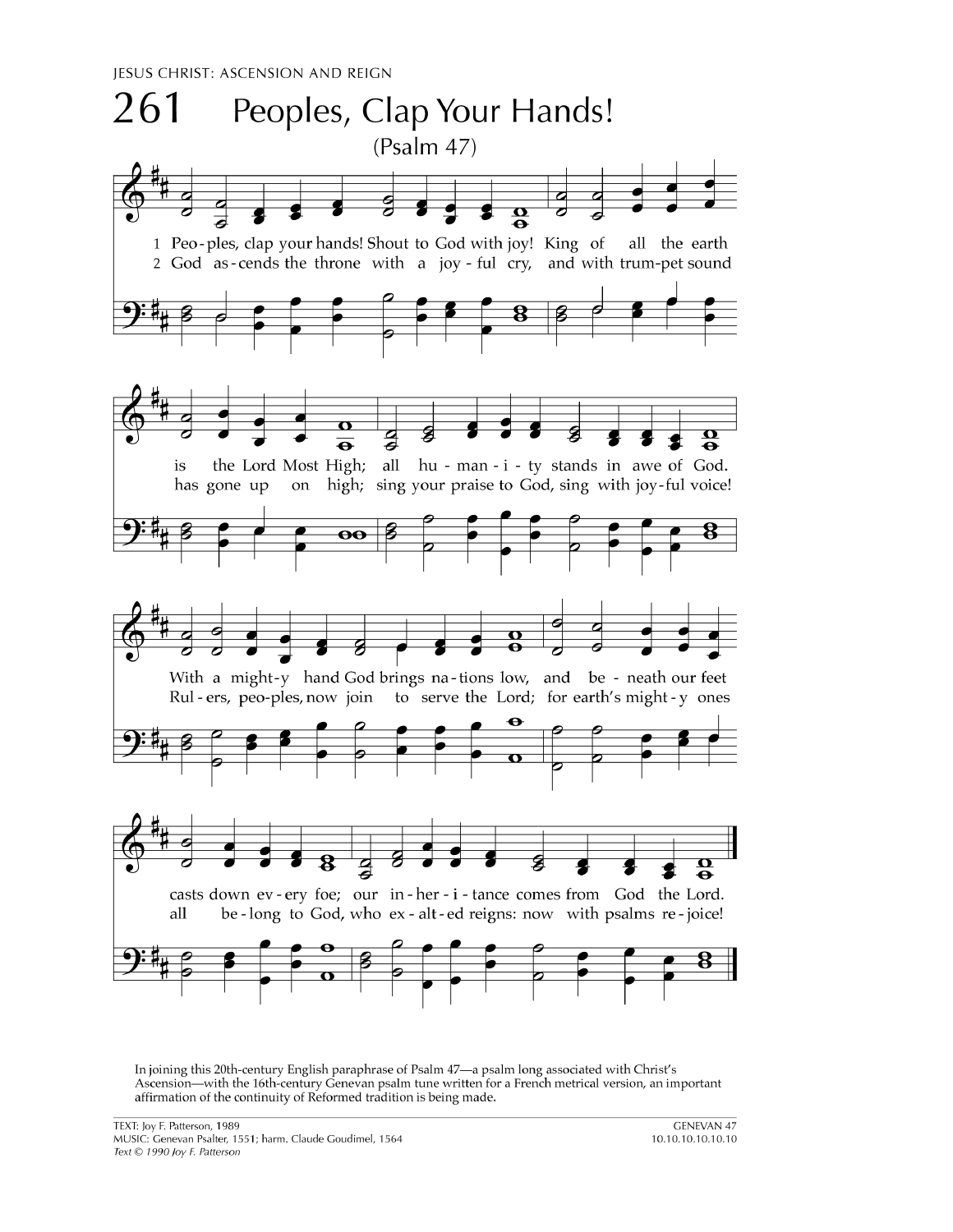JESUS CHRIST: ASCENSION AND REIGN

# 261 Peoples, Clap Your Hands!

(Psalm 47)

1 Peoples, clap your hands! Shout to God with joy! King of all the earth is the Lord Most High; all humanity stands in awe of God. With a mighty hand God brings nations low, and beneath our feet casts down every foe; our inheritance comes from God the Lord.

2 God ascends the throne with a joyful cry, and with trumpet sound has gone up on high; sing your praise to God, sing with joyful voice! Rulers, peoples, now join to serve the Lord; for earth's mighty ones all belong to God, who exalted reigns: now with psalms rejoice!

In joining this 20th-century English paraphrase of Psalm 47—a psalm long associated with Christ's Ascension—with the 16th-century Genevan psalm tune written for a French metrical version, an important affirmation of the continuity of Reformed tradition is being made.

TEXT: Joy F. Patterson, 1989
MUSIC: Genevan Psalter, 1551; harm. Claude Goudimel, 1564
*Text © 1990 Joy F. Patterson*

GENEVAN 47
10.10.10.10.10.10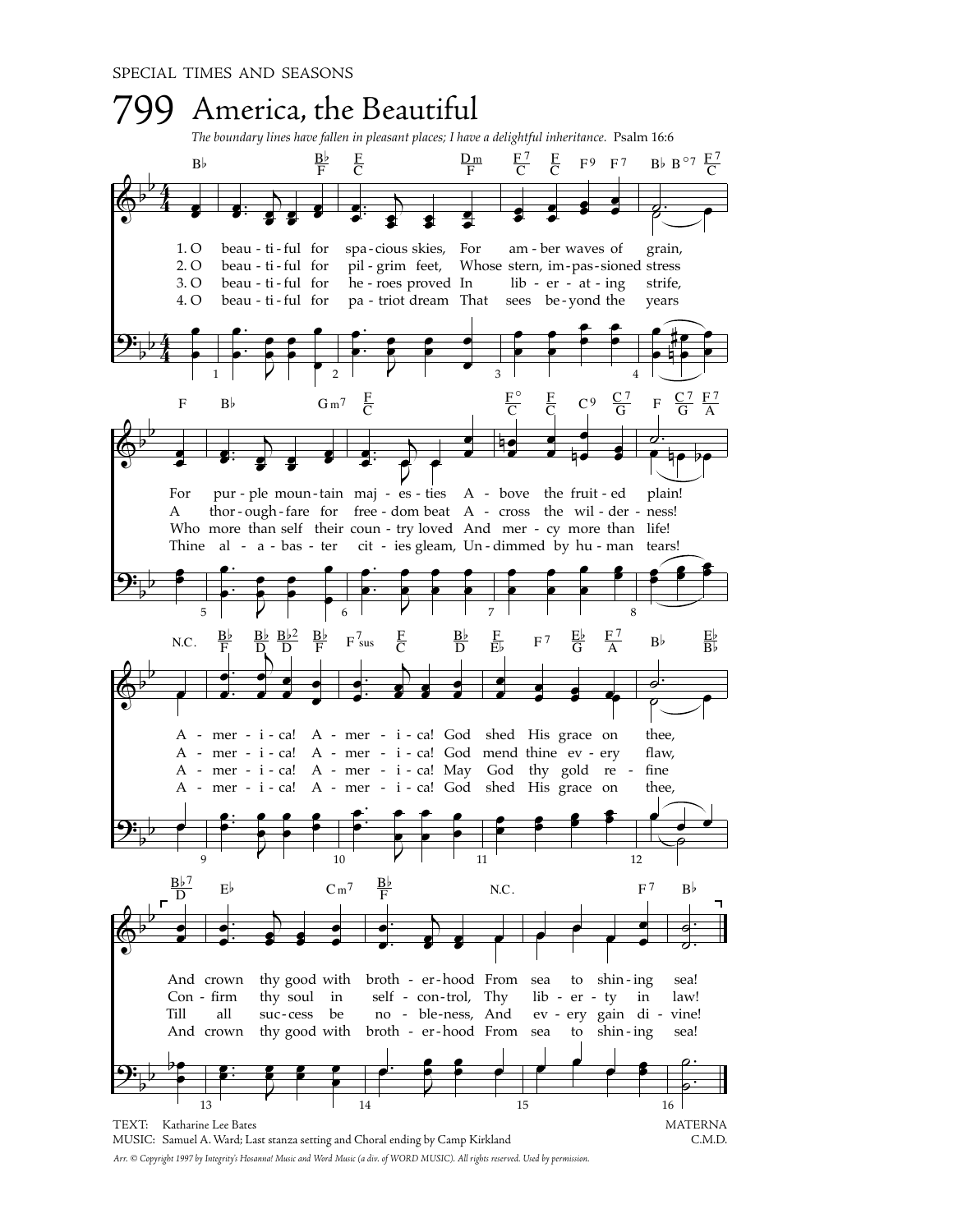SPECIAL TIMES AND SEASONS

# 799 America, the Beautiful

*The boundary lines have fallen in pleasant places; I have a delightful inheritance.* Psalm 16:6

1. O beau - ti - ful for spa - cious skies, For am - ber waves of grain, For pur - ple moun - tain maj - es - ties A - bove the fruit - ed plain! A - mer - i - ca! A - mer - i - ca! God shed His grace on thee, And crown thy good with broth - er - hood From sea to shin - ing sea!

2. O beau - ti - ful for pil - grim feet, Whose stern, im - pas - sioned stress A thor - ough - fare for free - dom beat A - cross the wil - der - ness! A - mer - i - ca! A - mer - i - ca! God mend thine ev - ery flaw, Con - firm thy soul in self - con - trol, Thy lib - er - ty in law!

3. O beau - ti - ful for he - roes proved In lib - er - at - ing strife, Who more than self their coun - try loved And mer - cy more than life! A - mer - i - ca! A - mer - i - ca! May God thy gold re - fine Till all suc - cess be no - ble - ness, And ev - ery gain di - vine!

4. O beau - ti - ful for pa - triot dream That sees be - yond the years Thine al - a - bas - ter cit - ies gleam, Un - dimmed by hu - man tears! A - mer - i - ca! A - mer - i - ca! God shed His grace on thee, And crown thy good with broth - er - hood From sea to shin - ing sea!

TEXT: Katharine Lee Bates
MUSIC: Samuel A. Ward; Last stanza setting and Choral ending by Camp Kirkland

MATERNA
C.M.D.

*Arr. © Copyright 1997 by Integrity's Hosanna! Music and Word Music (a div. of WORD MUSIC). All rights reserved. Used by permission.*